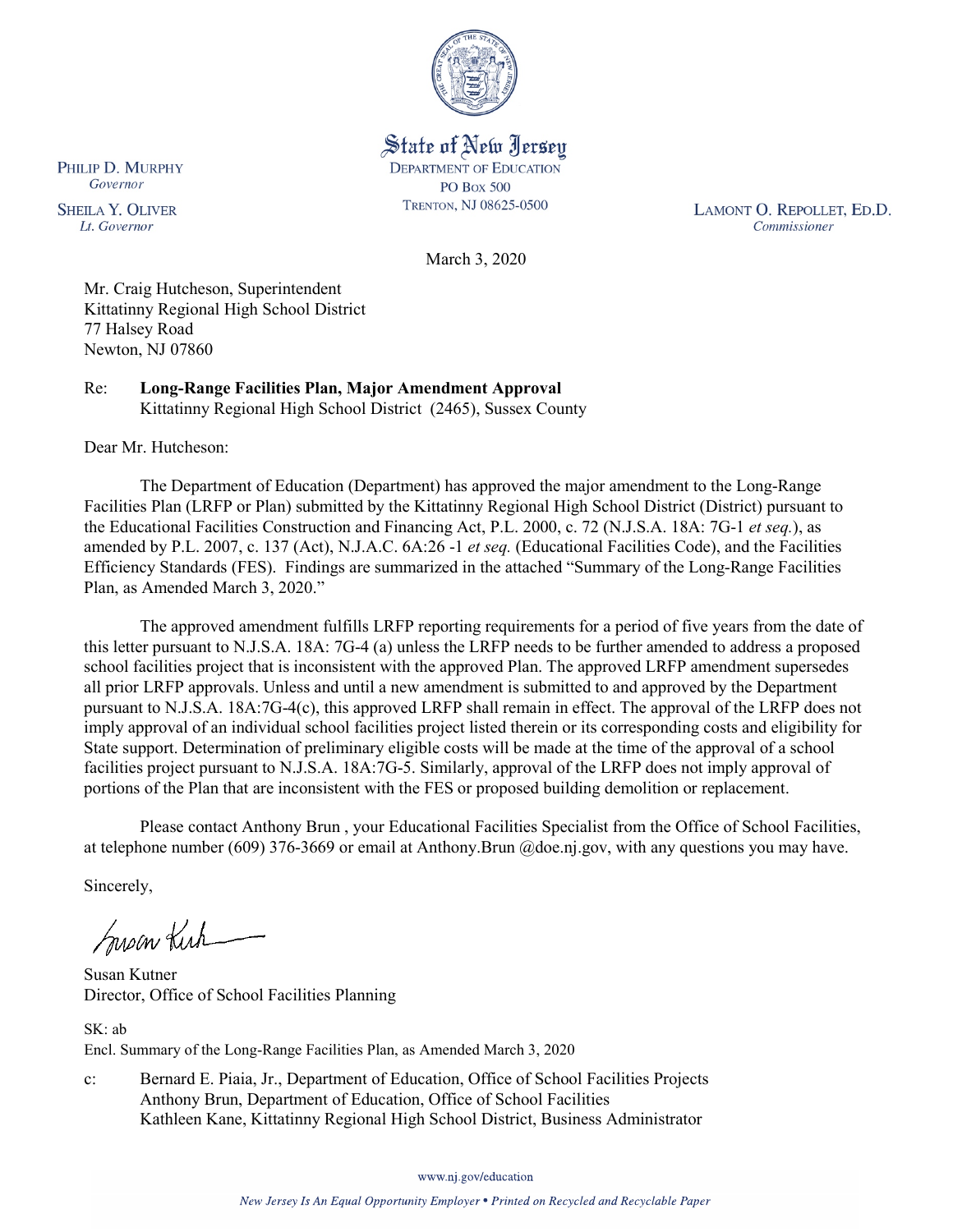State of New Jersey
DEPARTMENT OF EDUCATION
PO BOX 500
TRENTON, NJ 08625-0500

PHILIP D. MURPHY
*Governor*

SHEILA Y. OLIVER
*Lt. Governor*

LAMONT O. REPOLLET, ED.D.
*Commissioner*

March 3, 2020

Mr. Craig Hutcheson, Superintendent
Kittatinny Regional High School District
77 Halsey Road
Newton, NJ 07860

Re: **Long-Range Facilities Plan, Major Amendment Approval**
Kittatinny Regional High School District (2465), Sussex County

Dear Mr. Hutcheson:

The Department of Education (Department) has approved the major amendment to the Long-Range Facilities Plan (LRFP or Plan) submitted by the Kittatinny Regional High School District (District) pursuant to the Educational Facilities Construction and Financing Act, P.L. 2000, c. 72 (N.J.S.A. 18A: 7G-1 *et seq.*), as amended by P.L. 2007, c. 137 (Act), N.J.A.C. 6A:26 -1 *et seq.* (Educational Facilities Code), and the Facilities Efficiency Standards (FES). Findings are summarized in the attached "Summary of the Long-Range Facilities Plan, as Amended March 3, 2020."

The approved amendment fulfills LRFP reporting requirements for a period of five years from the date of this letter pursuant to N.J.S.A. 18A: 7G-4 (a) unless the LRFP needs to be further amended to address a proposed school facilities project that is inconsistent with the approved Plan. The approved LRFP amendment supersedes all prior LRFP approvals. Unless and until a new amendment is submitted to and approved by the Department pursuant to N.J.S.A. 18A:7G-4(c), this approved LRFP shall remain in effect. The approval of the LRFP does not imply approval of an individual school facilities project listed therein or its corresponding costs and eligibility for State support. Determination of preliminary eligible costs will be made at the time of the approval of a school facilities project pursuant to N.J.S.A. 18A:7G-5. Similarly, approval of the LRFP does not imply approval of portions of the Plan that are inconsistent with the FES or proposed building demolition or replacement.

Please contact Anthony Brun , your Educational Facilities Specialist from the Office of School Facilities, at telephone number (609) 376-3669 or email at Anthony.Brun @doe.nj.gov, with any questions you may have.

Sincerely,

Susan Kutner
Director, Office of School Facilities Planning

SK: ab
Encl. Summary of the Long-Range Facilities Plan, as Amended March 3, 2020

c: Bernard E. Piaia, Jr., Department of Education, Office of School Facilities Projects
Anthony Brun, Department of Education, Office of School Facilities
Kathleen Kane, Kittatinny Regional High School District, Business Administrator

www.nj.gov/education

*New Jersey Is An Equal Opportunity Employer • Printed on Recycled and Recyclable Paper*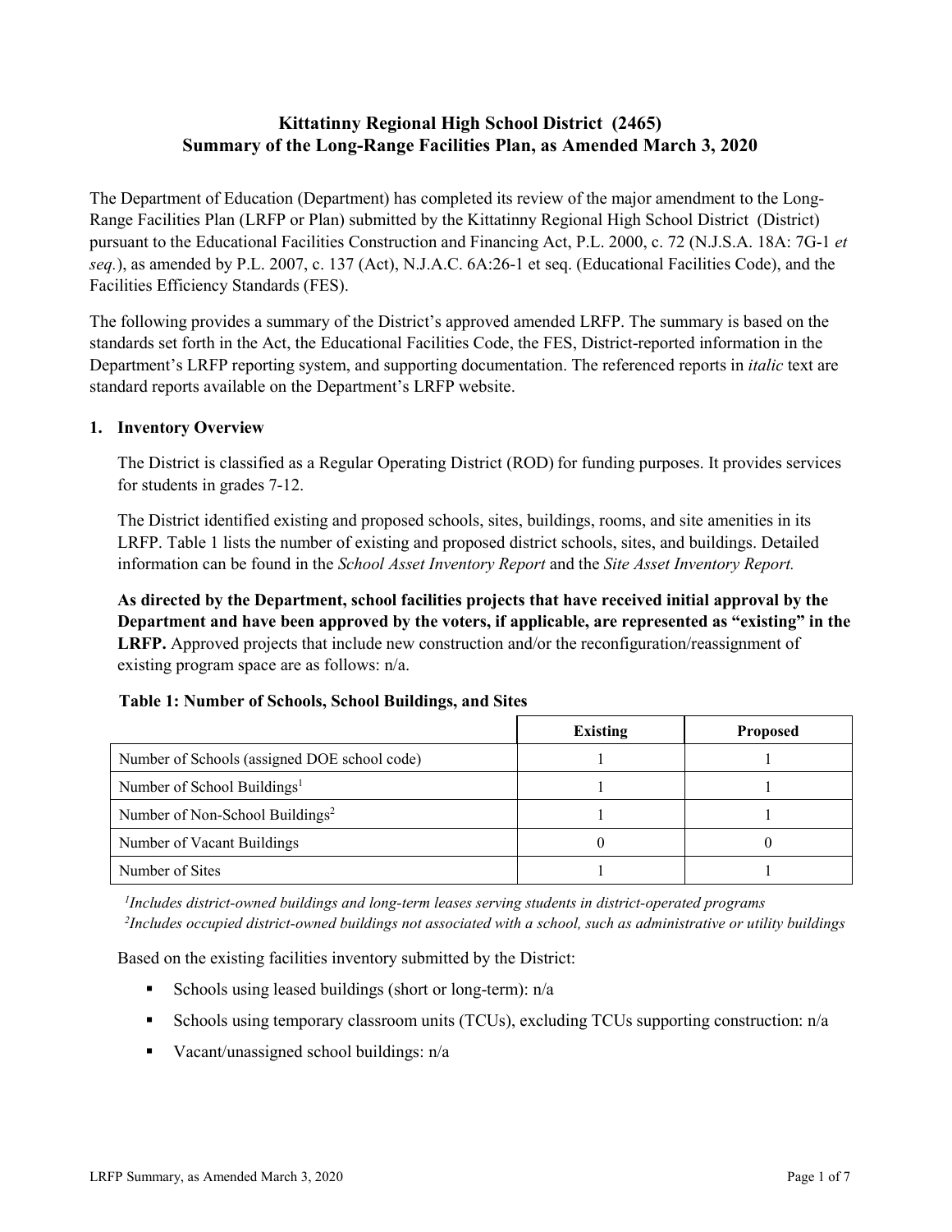# Kittatinny Regional High School District (2465)
# Summary of the Long-Range Facilities Plan, as Amended March 3, 2020

The Department of Education (Department) has completed its review of the major amendment to the Long-Range Facilities Plan (LRFP or Plan) submitted by the Kittatinny Regional High School District (District) pursuant to the Educational Facilities Construction and Financing Act, P.L. 2000, c. 72 (N.J.S.A. 18A: 7G-1 *et seq.*), as amended by P.L. 2007, c. 137 (Act), N.J.A.C. 6A:26-1 et seq. (Educational Facilities Code), and the Facilities Efficiency Standards (FES).

The following provides a summary of the District's approved amended LRFP. The summary is based on the standards set forth in the Act, the Educational Facilities Code, the FES, District-reported information in the Department's LRFP reporting system, and supporting documentation. The referenced reports in *italic* text are standard reports available on the Department's LRFP website.

## 1. Inventory Overview

The District is classified as a Regular Operating District (ROD) for funding purposes. It provides services for students in grades 7-12.

The District identified existing and proposed schools, sites, buildings, rooms, and site amenities in its LRFP. Table 1 lists the number of existing and proposed district schools, sites, and buildings. Detailed information can be found in the *School Asset Inventory Report* and the *Site Asset Inventory Report.*

**As directed by the Department, school facilities projects that have received initial approval by the Department and have been approved by the voters, if applicable, are represented as "existing" in the LRFP.** Approved projects that include new construction and/or the reconfiguration/reassignment of existing program space are as follows: n/a.

**Table 1: Number of Schools, School Buildings, and Sites**

| | Existing | Proposed |
|---|---|---|
| Number of Schools (assigned DOE school code) | 1 | 1 |
| Number of School Buildings[1] | 1 | 1 |
| Number of Non-School Buildings[2] | 1 | 1 |
| Number of Vacant Buildings | 0 | 0 |
| Number of Sites | 1 | 1 |

*[1]Includes district-owned buildings and long-term leases serving students in district-operated programs*
*[2]Includes occupied district-owned buildings not associated with a school, such as administrative or utility buildings*

Based on the existing facilities inventory submitted by the District:

- Schools using leased buildings (short or long-term): n/a
- Schools using temporary classroom units (TCUs), excluding TCUs supporting construction: n/a
- Vacant/unassigned school buildings: n/a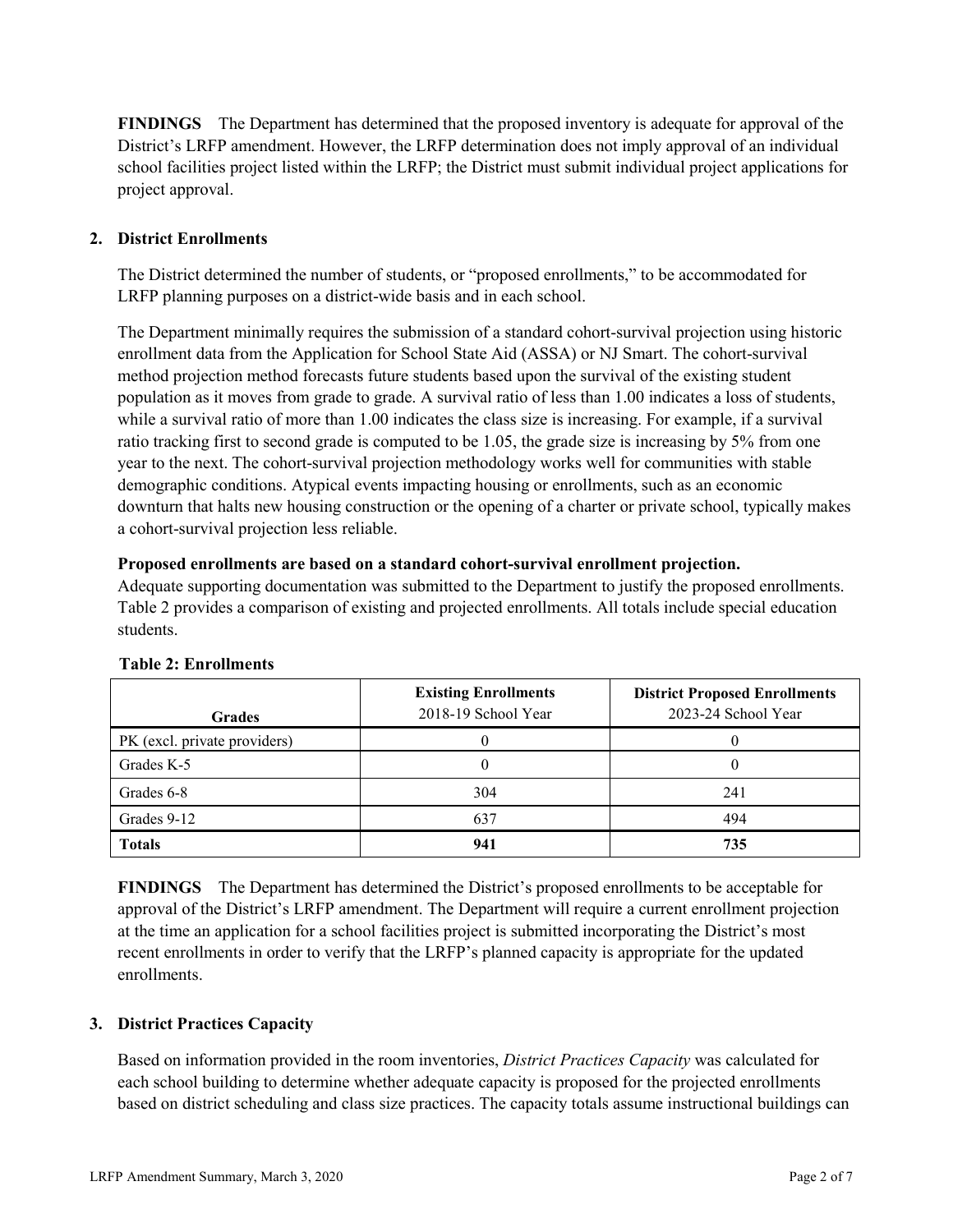**FINDINGS** The Department has determined that the proposed inventory is adequate for approval of the District's LRFP amendment. However, the LRFP determination does not imply approval of an individual school facilities project listed within the LRFP; the District must submit individual project applications for project approval.

## 2. District Enrollments

The District determined the number of students, or "proposed enrollments," to be accommodated for LRFP planning purposes on a district-wide basis and in each school.

The Department minimally requires the submission of a standard cohort-survival projection using historic enrollment data from the Application for School State Aid (ASSA) or NJ Smart. The cohort-survival method projection method forecasts future students based upon the survival of the existing student population as it moves from grade to grade. A survival ratio of less than 1.00 indicates a loss of students, while a survival ratio of more than 1.00 indicates the class size is increasing. For example, if a survival ratio tracking first to second grade is computed to be 1.05, the grade size is increasing by 5% from one year to the next. The cohort-survival projection methodology works well for communities with stable demographic conditions. Atypical events impacting housing or enrollments, such as an economic downturn that halts new housing construction or the opening of a charter or private school, typically makes a cohort-survival projection less reliable.

**Proposed enrollments are based on a standard cohort-survival enrollment projection.**
Adequate supporting documentation was submitted to the Department to justify the proposed enrollments. Table 2 provides a comparison of existing and projected enrollments. All totals include special education students.

**Table 2: Enrollments**

| Grades | Existing Enrollments 2018-19 School Year | District Proposed Enrollments 2023-24 School Year |
|---|---|---|
| PK (excl. private providers) | 0 | 0 |
| Grades K-5 | 0 | 0 |
| Grades 6-8 | 304 | 241 |
| Grades 9-12 | 637 | 494 |
| **Totals** | **941** | **735** |

**FINDINGS** The Department has determined the District's proposed enrollments to be acceptable for approval of the District's LRFP amendment. The Department will require a current enrollment projection at the time an application for a school facilities project is submitted incorporating the District's most recent enrollments in order to verify that the LRFP's planned capacity is appropriate for the updated enrollments.

## 3. District Practices Capacity

Based on information provided in the room inventories, *District Practices Capacity* was calculated for each school building to determine whether adequate capacity is proposed for the projected enrollments based on district scheduling and class size practices. The capacity totals assume instructional buildings can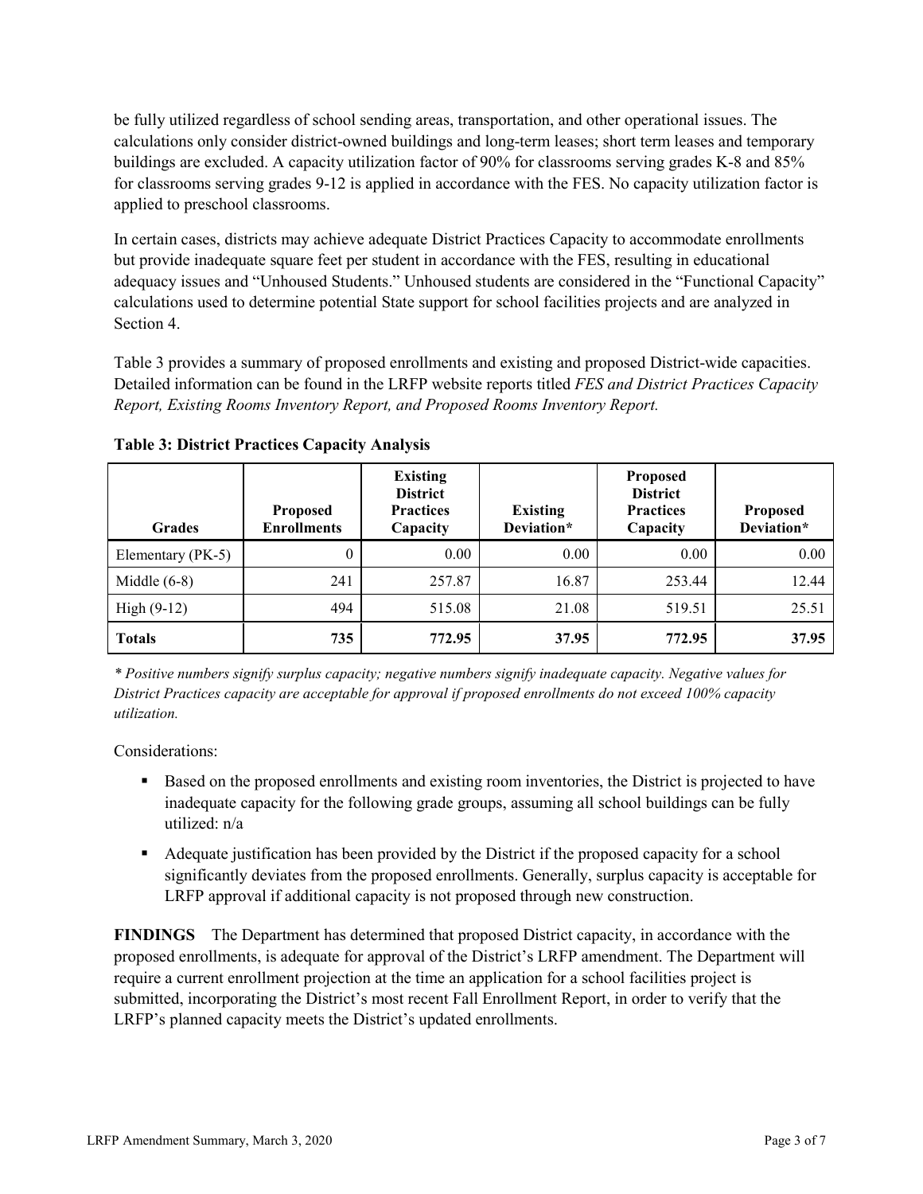be fully utilized regardless of school sending areas, transportation, and other operational issues. The calculations only consider district-owned buildings and long-term leases; short term leases and temporary buildings are excluded. A capacity utilization factor of 90% for classrooms serving grades K-8 and 85% for classrooms serving grades 9-12 is applied in accordance with the FES. No capacity utilization factor is applied to preschool classrooms.

In certain cases, districts may achieve adequate District Practices Capacity to accommodate enrollments but provide inadequate square feet per student in accordance with the FES, resulting in educational adequacy issues and "Unhoused Students." Unhoused students are considered in the "Functional Capacity" calculations used to determine potential State support for school facilities projects and are analyzed in Section 4.

Table 3 provides a summary of proposed enrollments and existing and proposed District-wide capacities. Detailed information can be found in the LRFP website reports titled *FES and District Practices Capacity Report, Existing Rooms Inventory Report, and Proposed Rooms Inventory Report.*

**Table 3: District Practices Capacity Analysis**

| Grades | Proposed Enrollments | Existing District Practices Capacity | Existing Deviation* | Proposed District Practices Capacity | Proposed Deviation* |
|---|---|---|---|---|---|
| Elementary (PK-5) | 0 | 0.00 | 0.00 | 0.00 | 0.00 |
| Middle (6-8) | 241 | 257.87 | 16.87 | 253.44 | 12.44 |
| High (9-12) | 494 | 515.08 | 21.08 | 519.51 | 25.51 |
| **Totals** | **735** | **772.95** | **37.95** | **772.95** | **37.95** |

*\* Positive numbers signify surplus capacity; negative numbers signify inadequate capacity. Negative values for District Practices capacity are acceptable for approval if proposed enrollments do not exceed 100% capacity utilization.*

Considerations:

- Based on the proposed enrollments and existing room inventories, the District is projected to have inadequate capacity for the following grade groups, assuming all school buildings can be fully utilized: n/a
- Adequate justification has been provided by the District if the proposed capacity for a school significantly deviates from the proposed enrollments. Generally, surplus capacity is acceptable for LRFP approval if additional capacity is not proposed through new construction.

**FINDINGS** The Department has determined that proposed District capacity, in accordance with the proposed enrollments, is adequate for approval of the District's LRFP amendment. The Department will require a current enrollment projection at the time an application for a school facilities project is submitted, incorporating the District's most recent Fall Enrollment Report, in order to verify that the LRFP's planned capacity meets the District's updated enrollments.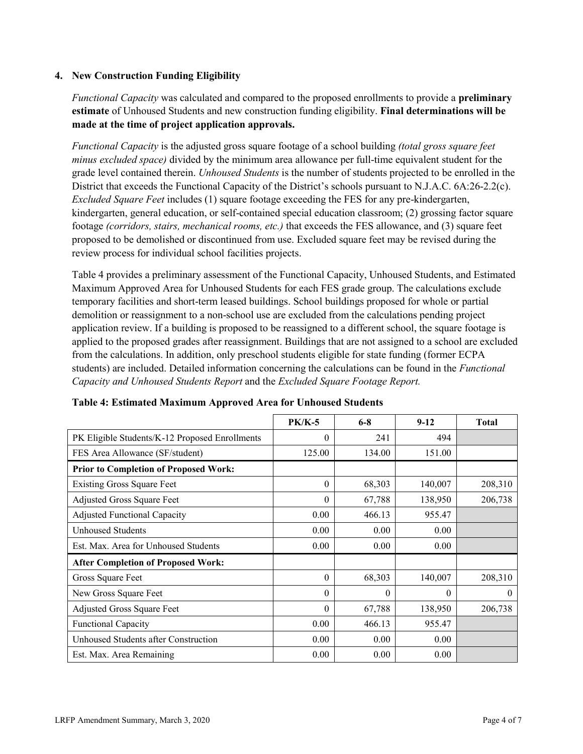### 4. New Construction Funding Eligibility

*Functional Capacity* was calculated and compared to the proposed enrollments to provide a **preliminary estimate** of Unhoused Students and new construction funding eligibility. **Final determinations will be made at the time of project application approvals.**

*Functional Capacity* is the adjusted gross square footage of a school building *(total gross square feet minus excluded space)* divided by the minimum area allowance per full-time equivalent student for the grade level contained therein. *Unhoused Students* is the number of students projected to be enrolled in the District that exceeds the Functional Capacity of the District's schools pursuant to N.J.A.C. 6A:26-2.2(c). *Excluded Square Feet* includes (1) square footage exceeding the FES for any pre-kindergarten, kindergarten, general education, or self-contained special education classroom; (2) grossing factor square footage *(corridors, stairs, mechanical rooms, etc.)* that exceeds the FES allowance, and (3) square feet proposed to be demolished or discontinued from use. Excluded square feet may be revised during the review process for individual school facilities projects.

Table 4 provides a preliminary assessment of the Functional Capacity, Unhoused Students, and Estimated Maximum Approved Area for Unhoused Students for each FES grade group. The calculations exclude temporary facilities and short-term leased buildings. School buildings proposed for whole or partial demolition or reassignment to a non-school use are excluded from the calculations pending project application review. If a building is proposed to be reassigned to a different school, the square footage is applied to the proposed grades after reassignment. Buildings that are not assigned to a school are excluded from the calculations. In addition, only preschool students eligible for state funding (former ECPA students) are included. Detailed information concerning the calculations can be found in the *Functional Capacity and Unhoused Students Report* and the *Excluded Square Footage Report.*

**Table 4: Estimated Maximum Approved Area for Unhoused Students**

| | PK/K-5 | 6-8 | 9-12 | Total |
|---|---|---|---|---|
| PK Eligible Students/K-12 Proposed Enrollments | 0 | 241 | 494 | |
| FES Area Allowance (SF/student) | 125.00 | 134.00 | 151.00 | |
| **Prior to Completion of Proposed Work:** | | | | |
| Existing Gross Square Feet | 0 | 68,303 | 140,007 | 208,310 |
| Adjusted Gross Square Feet | 0 | 67,788 | 138,950 | 206,738 |
| Adjusted Functional Capacity | 0.00 | 466.13 | 955.47 | |
| Unhoused Students | 0.00 | 0.00 | 0.00 | |
| Est. Max. Area for Unhoused Students | 0.00 | 0.00 | 0.00 | |
| **After Completion of Proposed Work:** | | | | |
| Gross Square Feet | 0 | 68,303 | 140,007 | 208,310 |
| New Gross Square Feet | 0 | 0 | 0 | 0 |
| Adjusted Gross Square Feet | 0 | 67,788 | 138,950 | 206,738 |
| Functional Capacity | 0.00 | 466.13 | 955.47 | |
| Unhoused Students after Construction | 0.00 | 0.00 | 0.00 | |
| Est. Max. Area Remaining | 0.00 | 0.00 | 0.00 | |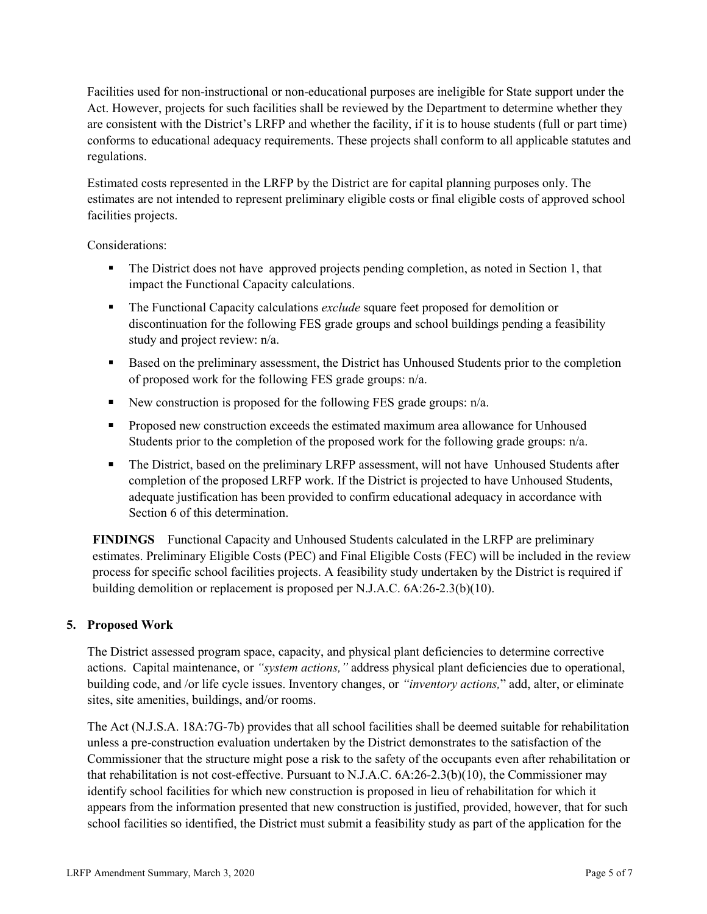Facilities used for non-instructional or non-educational purposes are ineligible for State support under the Act. However, projects for such facilities shall be reviewed by the Department to determine whether they are consistent with the District's LRFP and whether the facility, if it is to house students (full or part time) conforms to educational adequacy requirements. These projects shall conform to all applicable statutes and regulations.

Estimated costs represented in the LRFP by the District are for capital planning purposes only. The estimates are not intended to represent preliminary eligible costs or final eligible costs of approved school facilities projects.

Considerations:

- The District does not have approved projects pending completion, as noted in Section 1, that impact the Functional Capacity calculations.
- The Functional Capacity calculations *exclude* square feet proposed for demolition or discontinuation for the following FES grade groups and school buildings pending a feasibility study and project review: n/a.
- Based on the preliminary assessment, the District has Unhoused Students prior to the completion of proposed work for the following FES grade groups: n/a.
- New construction is proposed for the following FES grade groups: n/a.
- Proposed new construction exceeds the estimated maximum area allowance for Unhoused Students prior to the completion of the proposed work for the following grade groups: n/a.
- The District, based on the preliminary LRFP assessment, will not have Unhoused Students after completion of the proposed LRFP work. If the District is projected to have Unhoused Students, adequate justification has been provided to confirm educational adequacy in accordance with Section 6 of this determination.

**FINDINGS** Functional Capacity and Unhoused Students calculated in the LRFP are preliminary estimates. Preliminary Eligible Costs (PEC) and Final Eligible Costs (FEC) will be included in the review process for specific school facilities projects. A feasibility study undertaken by the District is required if building demolition or replacement is proposed per N.J.A.C. 6A:26-2.3(b)(10).

## 5. Proposed Work

The District assessed program space, capacity, and physical plant deficiencies to determine corrective actions. Capital maintenance, or *"system actions,"* address physical plant deficiencies due to operational, building code, and /or life cycle issues. Inventory changes, or *"inventory actions,"* add, alter, or eliminate sites, site amenities, buildings, and/or rooms.

The Act (N.J.S.A. 18A:7G-7b) provides that all school facilities shall be deemed suitable for rehabilitation unless a pre-construction evaluation undertaken by the District demonstrates to the satisfaction of the Commissioner that the structure might pose a risk to the safety of the occupants even after rehabilitation or that rehabilitation is not cost-effective. Pursuant to N.J.A.C. 6A:26-2.3(b)(10), the Commissioner may identify school facilities for which new construction is proposed in lieu of rehabilitation for which it appears from the information presented that new construction is justified, provided, however, that for such school facilities so identified, the District must submit a feasibility study as part of the application for the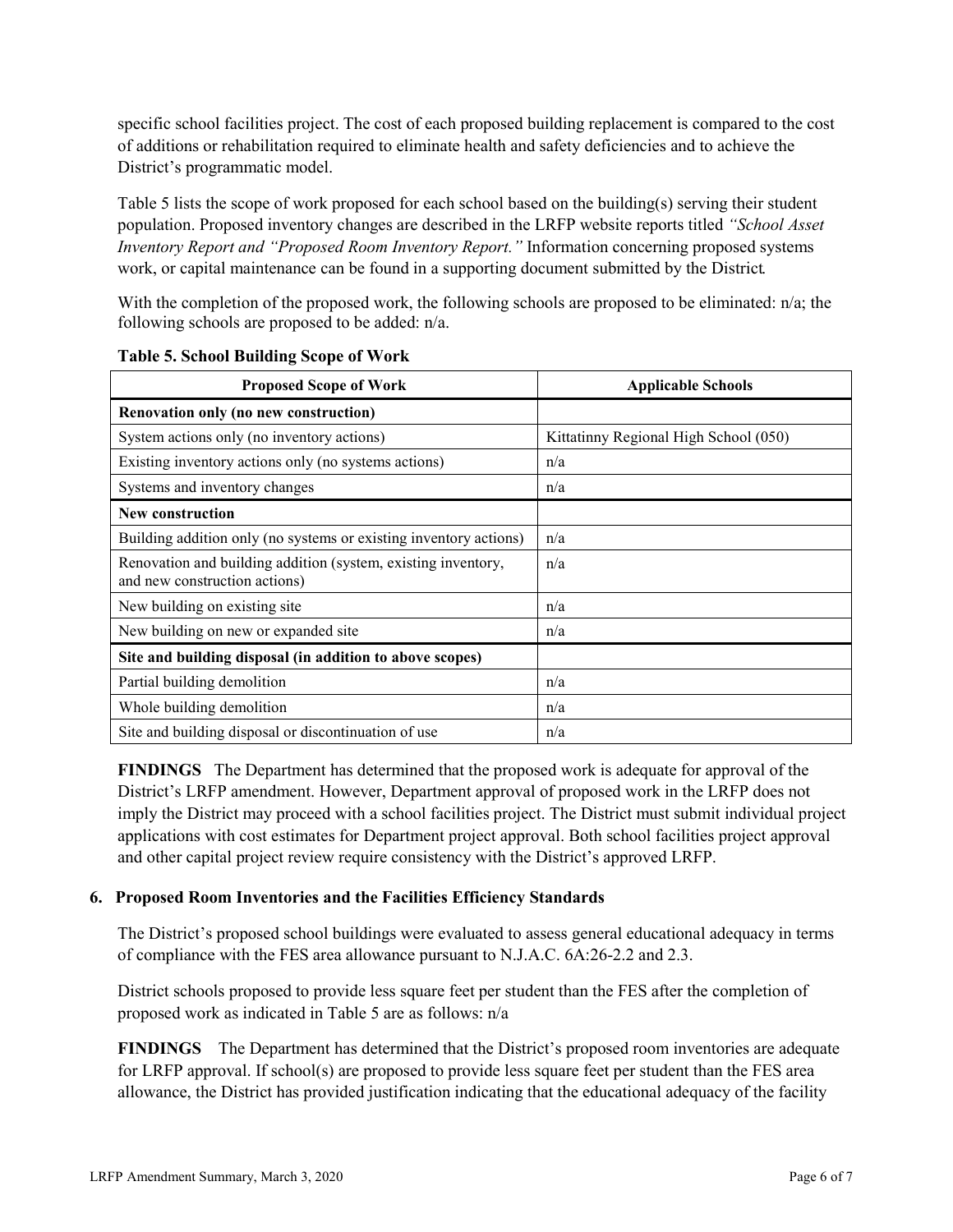specific school facilities project. The cost of each proposed building replacement is compared to the cost of additions or rehabilitation required to eliminate health and safety deficiencies and to achieve the District's programmatic model.

Table 5 lists the scope of work proposed for each school based on the building(s) serving their student population. Proposed inventory changes are described in the LRFP website reports titled *"School Asset Inventory Report and "Proposed Room Inventory Report."* Information concerning proposed systems work, or capital maintenance can be found in a supporting document submitted by the District.

With the completion of the proposed work, the following schools are proposed to be eliminated: n/a; the following schools are proposed to be added: n/a.

**Table 5. School Building Scope of Work**

| Proposed Scope of Work | Applicable Schools |
|---|---|
| **Renovation only (no new construction)** | |
| System actions only (no inventory actions) | Kittatinny Regional High School (050) |
| Existing inventory actions only (no systems actions) | n/a |
| Systems and inventory changes | n/a |
| **New construction** | |
| Building addition only (no systems or existing inventory actions) | n/a |
| Renovation and building addition (system, existing inventory, and new construction actions) | n/a |
| New building on existing site | n/a |
| New building on new or expanded site | n/a |
| **Site and building disposal (in addition to above scopes)** | |
| Partial building demolition | n/a |
| Whole building demolition | n/a |
| Site and building disposal or discontinuation of use | n/a |

**FINDINGS** The Department has determined that the proposed work is adequate for approval of the District's LRFP amendment. However, Department approval of proposed work in the LRFP does not imply the District may proceed with a school facilities project. The District must submit individual project applications with cost estimates for Department project approval. Both school facilities project approval and other capital project review require consistency with the District's approved LRFP.

### 6. Proposed Room Inventories and the Facilities Efficiency Standards

The District's proposed school buildings were evaluated to assess general educational adequacy in terms of compliance with the FES area allowance pursuant to N.J.A.C. 6A:26-2.2 and 2.3.

District schools proposed to provide less square feet per student than the FES after the completion of proposed work as indicated in Table 5 are as follows: n/a

**FINDINGS** The Department has determined that the District's proposed room inventories are adequate for LRFP approval. If school(s) are proposed to provide less square feet per student than the FES area allowance, the District has provided justification indicating that the educational adequacy of the facility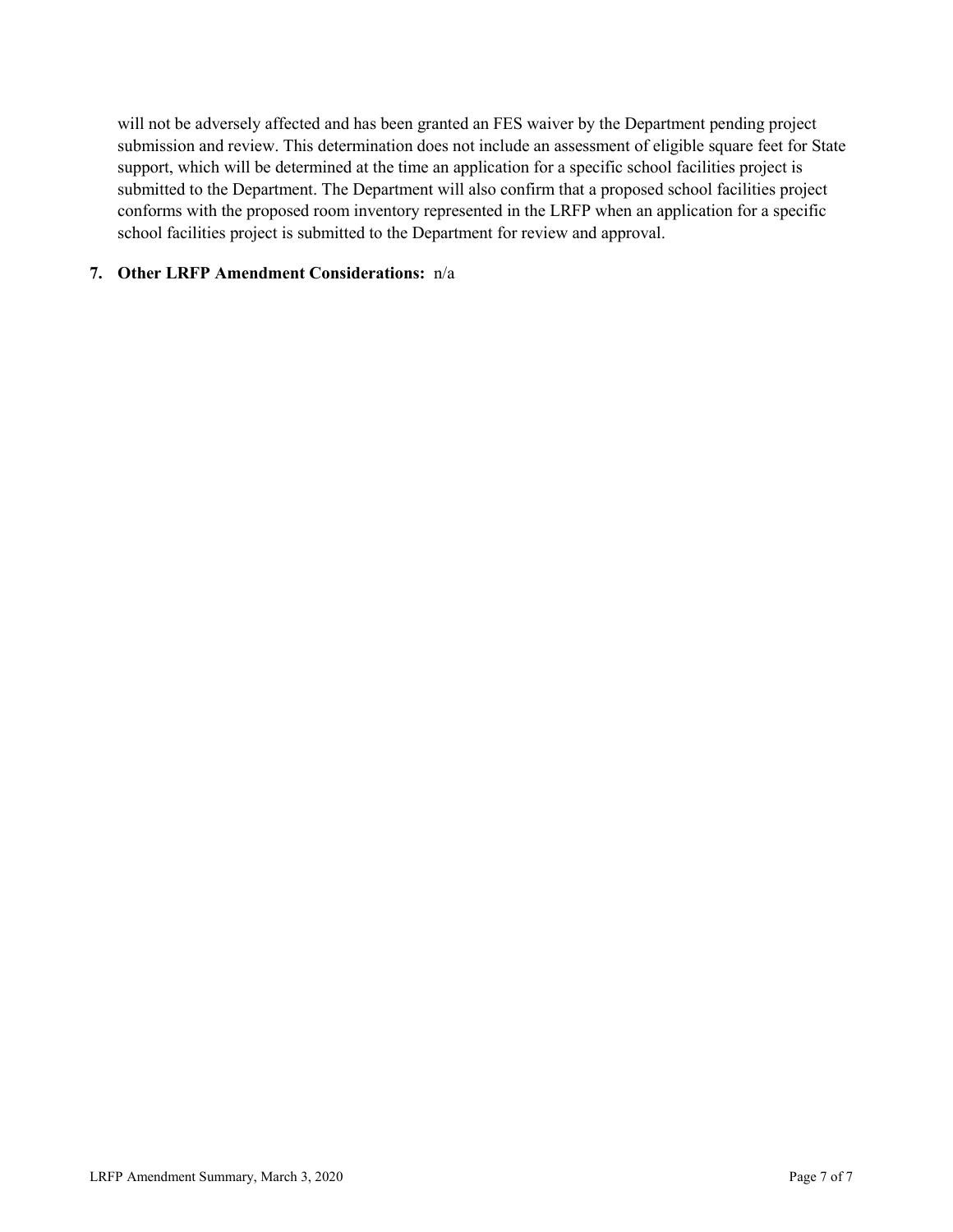will not be adversely affected and has been granted an FES waiver by the Department pending project submission and review. This determination does not include an assessment of eligible square feet for State support, which will be determined at the time an application for a specific school facilities project is submitted to the Department. The Department will also confirm that a proposed school facilities project conforms with the proposed room inventory represented in the LRFP when an application for a specific school facilities project is submitted to the Department for review and approval.

7. **Other LRFP Amendment Considerations:** n/a